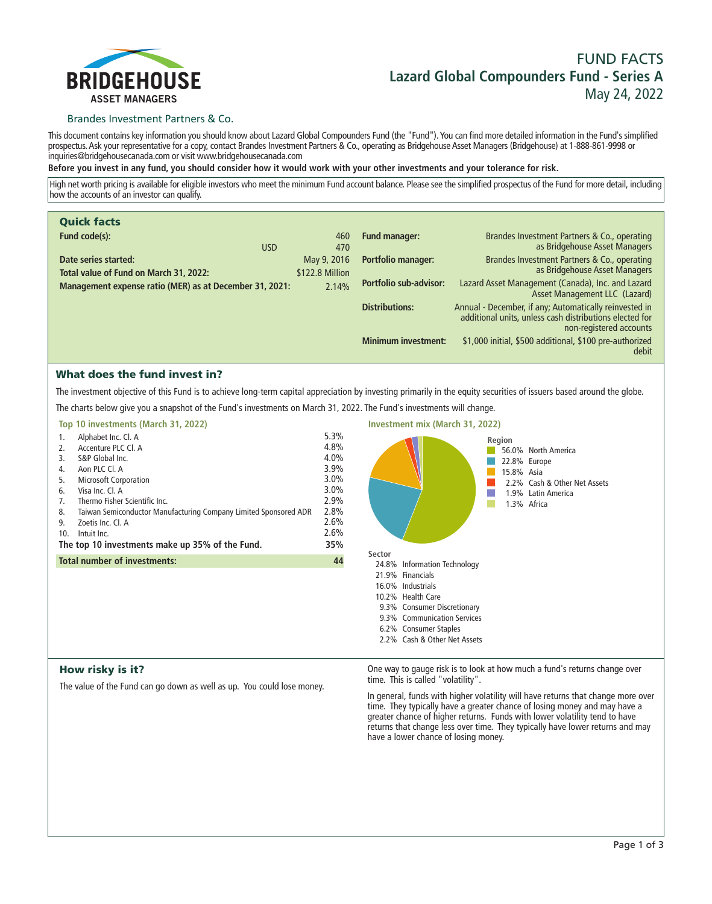BRIDGEHOUSE
ASSET MANAGERS

# FUND FACTS
## Lazard Global Compounders Fund - Series A
May 24, 2022

Brandes Investment Partners & Co.

This document contains key information you should know about Lazard Global Compounders Fund (the "Fund"). You can find more detailed information in the Fund's simplified prospectus. Ask your representative for a copy, contact Brandes Investment Partners & Co., operating as Bridgehouse Asset Managers (Bridgehouse) at 1-888-861-9998 or inquiries@bridgehousecanada.com or visit www.bridgehousecanada.com

**Before you invest in any fund, you should consider how it would work with your other investments and your tolerance for risk.**

High net worth pricing is available for eligible investors who meet the minimum Fund account balance. Please see the simplified prospectus of the Fund for more detail, including how the accounts of an investor can qualify.

## Quick facts

| | | | |
|---|---|---|---|
| **Fund code(s):** | 460<br>USD 470 | **Fund manager:** | Brandes Investment Partners & Co., operating as Bridgehouse Asset Managers |
| **Date series started:** | May 9, 2016 | **Portfolio manager:** | Brandes Investment Partners & Co., operating as Bridgehouse Asset Managers |
| **Total value of Fund on March 31, 2022:** | $122.8 Million | **Portfolio sub-advisor:** | Lazard Asset Management (Canada), Inc. and Lazard Asset Management LLC (Lazard) |
| **Management expense ratio (MER) as at December 31, 2021:** | 2.14% | **Distributions:** | Annual - December, if any; Automatically reinvested in additional units, unless cash distributions elected for non-registered accounts |
| | | **Minimum investment:** | $1,000 initial, $500 additional, $100 pre-authorized debit |

## What does the fund invest in?

The investment objective of this Fund is to achieve long-term capital appreciation by investing primarily in the equity securities of issuers based around the globe.

The charts below give you a snapshot of the Fund's investments on March 31, 2022. The Fund's investments will change.

### Top 10 investments (March 31, 2022)

| | | |
|---|---|---|
| 1. | Alphabet Inc. Cl. A | 5.3% |
| 2. | Accenture PLC Cl. A | 4.8% |
| 3. | S&P Global Inc. | 4.0% |
| 4. | Aon PLC Cl. A | 3.9% |
| 5. | Microsoft Corporation | 3.0% |
| 6. | Visa Inc. Cl. A | 3.0% |
| 7. | Thermo Fisher Scientific Inc. | 2.9% |
| 8. | Taiwan Semiconductor Manufacturing Company Limited Sponsored ADR | 2.8% |
| 9. | Zoetis Inc. Cl. A | 2.6% |
| 10. | Intuit Inc. | 2.6% |
| **The top 10 investments make up 35% of the Fund.** | | **35%** |
| **Total number of investments:** | | **44** |

### Investment mix (March 31, 2022)

**Region**

- 56.0% North America
- 22.8% Europe
- 15.8% Asia
- 2.2% Cash & Other Net Assets
- 1.9% Latin America
- 1.3% Africa

**Sector**

- 24.8% Information Technology
- 21.9% Financials
- 16.0% Industrials
- 10.2% Health Care
- 9.3% Consumer Discretionary
- 9.3% Communication Services
- 6.2% Consumer Staples
- 2.2% Cash & Other Net Assets

## How risky is it?

The value of the Fund can go down as well as up. You could lose money.

One way to gauge risk is to look at how much a fund's returns change over time. This is called "volatility".

In general, funds with higher volatility will have returns that change more over time. They typically have a greater chance of losing money and may have a greater chance of higher returns. Funds with lower volatility tend to have returns that change less over time. They typically have lower returns and may have a lower chance of losing money.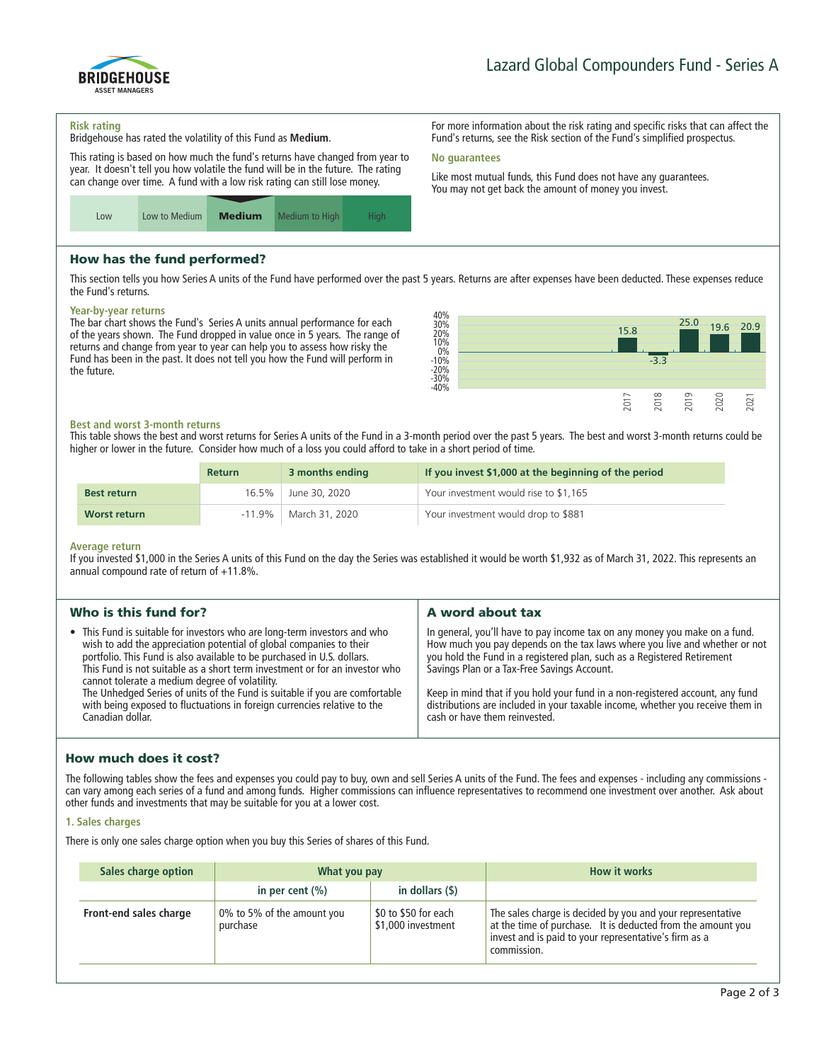# Lazard Global Compounders Fund - Series A

### Risk rating

Bridgehouse has rated the volatility of this Fund as **Medium**.

This rating is based on how much the fund's returns have changed from year to year. It doesn't tell you how volatile the fund will be in the future. The rating can change over time. A fund with a low risk rating can still lose money.

| Low | Low to Medium | **Medium** | Medium to High | High |
|---|---|---|---|---|

For more information about the risk rating and specific risks that can affect the Fund's returns, see the Risk section of the Fund's simplified prospectus.

### No guarantees

Like most mutual funds, this Fund does not have any guarantees. You may not get back the amount of money you invest.

## How has the fund performed?

This section tells you how Series A units of the Fund have performed over the past 5 years. Returns are after expenses have been deducted. These expenses reduce the Fund's returns.

### Year-by-year returns

The bar chart shows the Fund's Series A units annual performance for each of the years shown. The Fund dropped in value once in 5 years. The range of returns and change from year to year can help you to assess how risky the Fund has been in the past. It does not tell you how the Fund will perform in the future.

| Year | 2017 | 2018 | 2019 | 2020 | 2021 |
|---|---|---|---|---|---|
| Return (%) | 15.8 | -3.3 | 25.0 | 19.6 | 20.9 |

### Best and worst 3-month returns

This table shows the best and worst returns for Series A units of the Fund in a 3-month period over the past 5 years. The best and worst 3-month returns could be higher or lower in the future. Consider how much of a loss you could afford to take in a short period of time.

| | Return | 3 months ending | If you invest $1,000 at the beginning of the period |
|---|---|---|---|
| **Best return** | 16.5% | June 30, 2020 | Your investment would rise to $1,165 |
| **Worst return** | -11.9% | March 31, 2020 | Your investment would drop to $881 |

### Average return

If you invested $1,000 in the Series A units of this Fund on the day the Series was established it would be worth $1,932 as of March 31, 2022. This represents an annual compound rate of return of +11.8%.

## Who is this fund for?

- This Fund is suitable for investors who are long-term investors and who wish to add the appreciation potential of global companies to their portfolio. This Fund is also available to be purchased in U.S. dollars. This Fund is not suitable as a short term investment or for an investor who cannot tolerate a medium degree of volatility. The Unhedged Series of units of the Fund is suitable if you are comfortable with being exposed to fluctuations in foreign currencies relative to the Canadian dollar.

## A word about tax

In general, you'll have to pay income tax on any money you make on a fund. How much you pay depends on the tax laws where you live and whether or not you hold the Fund in a registered plan, such as a Registered Retirement Savings Plan or a Tax-Free Savings Account.

Keep in mind that if you hold your fund in a non-registered account, any fund distributions are included in your taxable income, whether you receive them in cash or have them reinvested.

## How much does it cost?

The following tables show the fees and expenses you could pay to buy, own and sell Series A units of the Fund. The fees and expenses - including any commissions - can vary among each series of a fund and among funds. Higher commissions can influence representatives to recommend one investment over another. Ask about other funds and investments that may be suitable for you at a lower cost.

### 1. Sales charges

There is only one sales charge option when you buy this Series of shares of this Fund.

| Sales charge option | What you pay | | How it works |
|---|---|---|---|
| | in per cent (%) | in dollars ($) | |
| **Front-end sales charge** | 0% to 5% of the amount you purchase | $0 to $50 for each $1,000 investment | The sales charge is decided by you and your representative at the time of purchase. It is deducted from the amount you invest and is paid to your representative's firm as a commission. |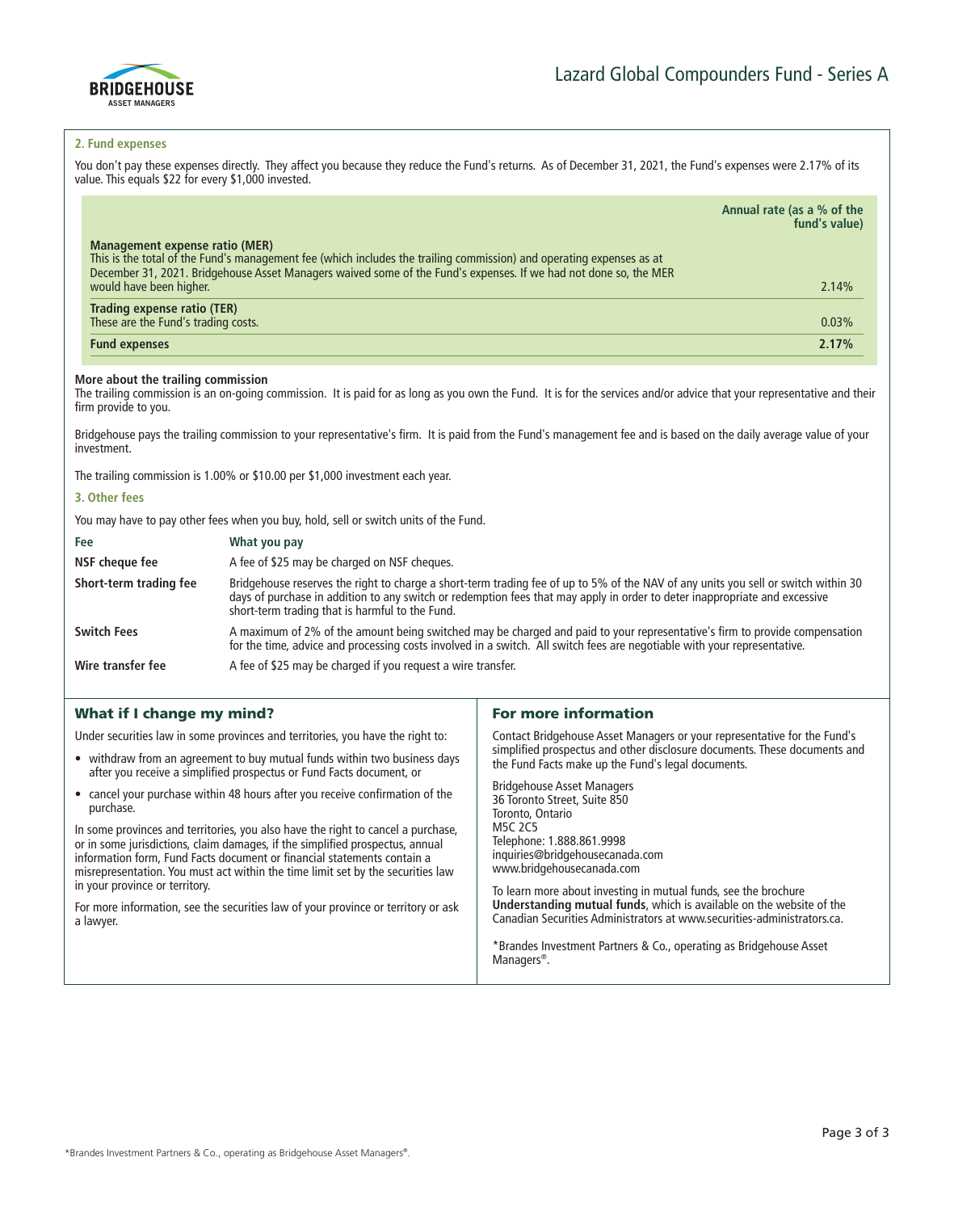# Lazard Global Compounders Fund - Series A

## 2. Fund expenses

You don't pay these expenses directly. They affect you because they reduce the Fund's returns. As of December 31, 2021, the Fund's expenses were 2.17% of its value. This equals $22 for every $1,000 invested.

| | Annual rate (as a % of the fund's value) |
|---|---|
| **Management expense ratio (MER)**<br>This is the total of the Fund's management fee (which includes the trailing commission) and operating expenses as at December 31, 2021. Bridgehouse Asset Managers waived some of the Fund's expenses. If we had not done so, the MER would have been higher. | 2.14% |
| **Trading expense ratio (TER)**<br>These are the Fund's trading costs. | 0.03% |
| **Fund expenses** | **2.17%** |

**More about the trailing commission**

The trailing commission is an on-going commission. It is paid for as long as you own the Fund. It is for the services and/or advice that your representative and their firm provide to you.

Bridgehouse pays the trailing commission to your representative's firm. It is paid from the Fund's management fee and is based on the daily average value of your investment.

The trailing commission is 1.00% or $10.00 per $1,000 investment each year.

## 3. Other fees

You may have to pay other fees when you buy, hold, sell or switch units of the Fund.

| Fee | What you pay |
|---|---|
| **NSF cheque fee** | A fee of $25 may be charged on NSF cheques. |
| **Short-term trading fee** | Bridgehouse reserves the right to charge a short-term trading fee of up to 5% of the NAV of any units you sell or switch within 30 days of purchase in addition to any switch or redemption fees that may apply in order to deter inappropriate and excessive short-term trading that is harmful to the Fund. |
| **Switch Fees** | A maximum of 2% of the amount being switched may be charged and paid to your representative's firm to provide compensation for the time, advice and processing costs involved in a switch. All switch fees are negotiable with your representative. |
| **Wire transfer fee** | A fee of $25 may be charged if you request a wire transfer. |

## What if I change my mind?

Under securities law in some provinces and territories, you have the right to:

- withdraw from an agreement to buy mutual funds within two business days after you receive a simplified prospectus or Fund Facts document, or
- cancel your purchase within 48 hours after you receive confirmation of the purchase.

In some provinces and territories, you also have the right to cancel a purchase, or in some jurisdictions, claim damages, if the simplified prospectus, annual information form, Fund Facts document or financial statements contain a misrepresentation. You must act within the time limit set by the securities law in your province or territory.

For more information, see the securities law of your province or territory or ask a lawyer.

## For more information

Contact Bridgehouse Asset Managers or your representative for the Fund's simplified prospectus and other disclosure documents. These documents and the Fund Facts make up the Fund's legal documents.

Bridgehouse Asset Managers
36 Toronto Street, Suite 850
Toronto, Ontario
M5C 2C5
Telephone: 1.888.861.9998
inquiries@bridgehousecanada.com
www.bridgehousecanada.com

To learn more about investing in mutual funds, see the brochure **Understanding mutual funds**, which is available on the website of the Canadian Securities Administrators at www.securities-administrators.ca.

*Brandes Investment Partners & Co., operating as Bridgehouse Asset Managers®.